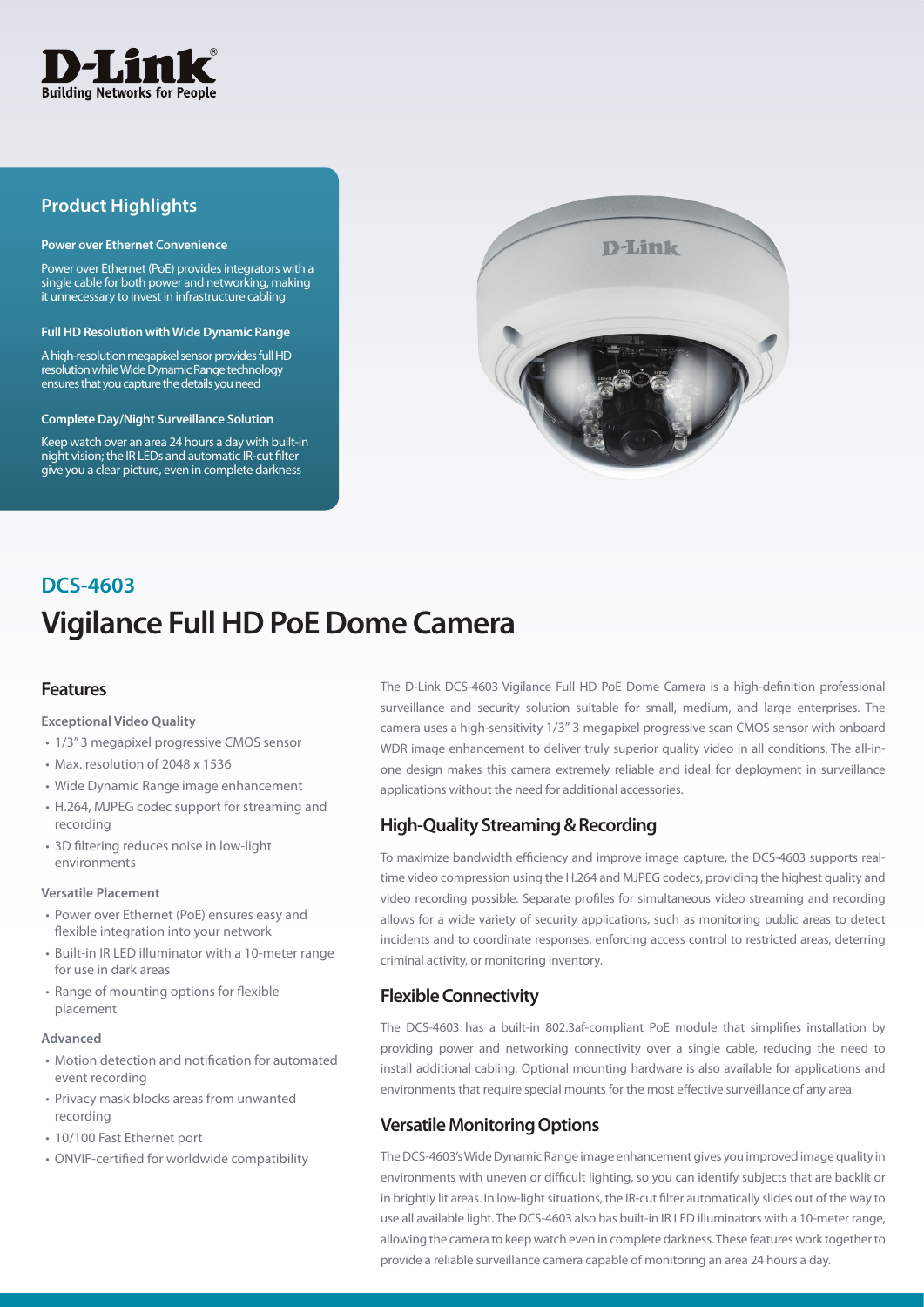D-Link
Building Networks for People

## Product Highlights

**Power over Ethernet Convenience**

Power over Ethernet (PoE) provides integrators with a single cable for both power and networking, making it unnecessary to invest in infrastructure cabling

**Full HD Resolution with Wide Dynamic Range**

A high-resolution megapixel sensor provides full HD resolution while Wide Dynamic Range technology ensures that you capture the details you need

**Complete Day/Night Surveillance Solution**

Keep watch over an area 24 hours a day with built-in night vision; the IR LEDs and automatic IR-cut filter give you a clear picture, even in complete darkness

## DCS-4603

# Vigilance Full HD PoE Dome Camera

## Features

**Exceptional Video Quality**

- 1/3" 3 megapixel progressive CMOS sensor
- Max. resolution of 2048 x 1536
- Wide Dynamic Range image enhancement
- H.264, MJPEG codec support for streaming and recording
- 3D filtering reduces noise in low-light environments

**Versatile Placement**

- Power over Ethernet (PoE) ensures easy and flexible integration into your network
- Built-in IR LED illuminator with a 10-meter range for use in dark areas
- Range of mounting options for flexible placement

**Advanced**

- Motion detection and notification for automated event recording
- Privacy mask blocks areas from unwanted recording
- 10/100 Fast Ethernet port
- ONVIF-certified for worldwide compatibility

The D-Link DCS-4603 Vigilance Full HD PoE Dome Camera is a high-definition professional surveillance and security solution suitable for small, medium, and large enterprises. The camera uses a high-sensitivity 1/3" 3 megapixel progressive scan CMOS sensor with onboard WDR image enhancement to deliver truly superior quality video in all conditions. The all-in-one design makes this camera extremely reliable and ideal for deployment in surveillance applications without the need for additional accessories.

## High-Quality Streaming & Recording

To maximize bandwidth efficiency and improve image capture, the DCS-4603 supports real-time video compression using the H.264 and MJPEG codecs, providing the highest quality and video recording possible. Separate profiles for simultaneous video streaming and recording allows for a wide variety of security applications, such as monitoring public areas to detect incidents and to coordinate responses, enforcing access control to restricted areas, deterring criminal activity, or monitoring inventory.

## Flexible Connectivity

The DCS-4603 has a built-in 802.3af-compliant PoE module that simplifies installation by providing power and networking connectivity over a single cable, reducing the need to install additional cabling. Optional mounting hardware is also available for applications and environments that require special mounts for the most effective surveillance of any area.

## Versatile Monitoring Options

The DCS-4603's Wide Dynamic Range image enhancement gives you improved image quality in environments with uneven or difficult lighting, so you can identify subjects that are backlit or in brightly lit areas. In low-light situations, the IR-cut filter automatically slides out of the way to use all available light. The DCS-4603 also has built-in IR LED illuminators with a 10-meter range, allowing the camera to keep watch even in complete darkness. These features work together to provide a reliable surveillance camera capable of monitoring an area 24 hours a day.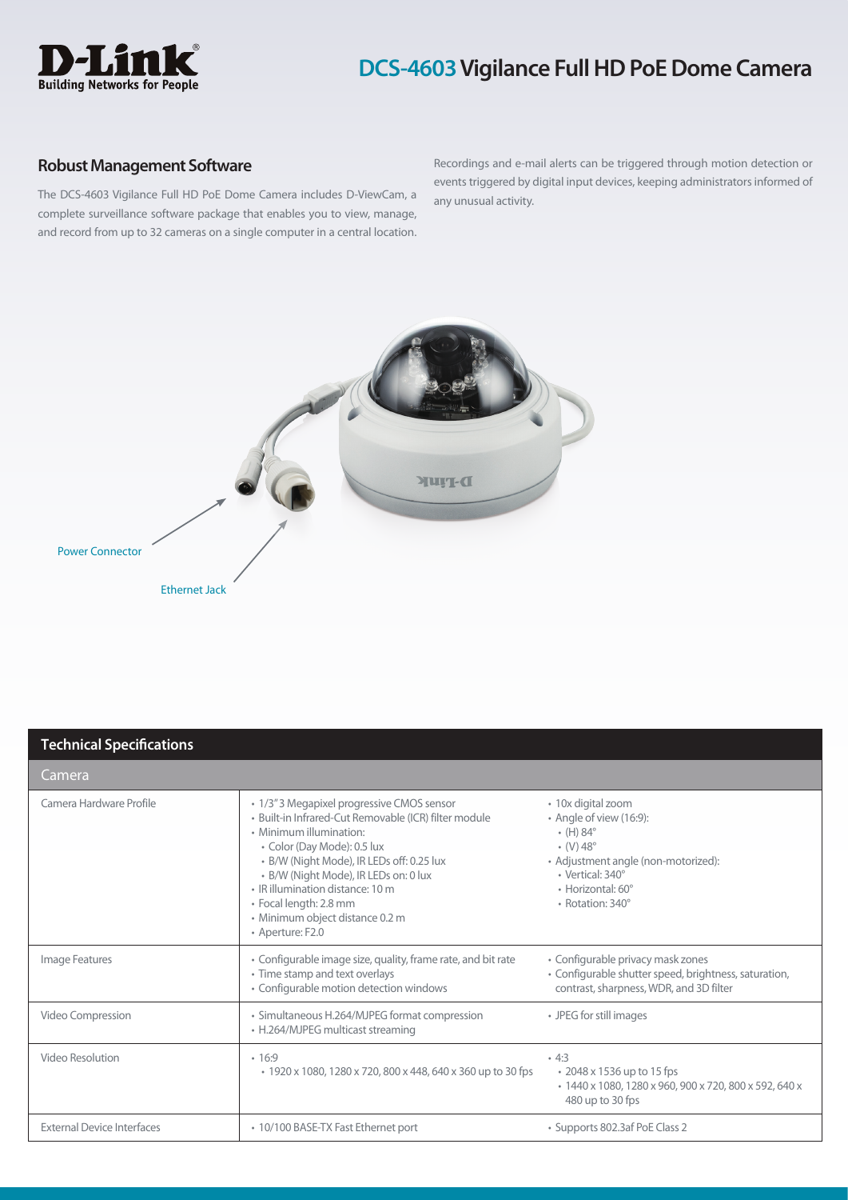# DCS-4603 Vigilance Full HD PoE Dome Camera

## Robust Management Software

The DCS-4603 Vigilance Full HD PoE Dome Camera includes D-ViewCam, a complete surveillance software package that enables you to view, manage, and record from up to 32 cameras on a single computer in a central location. Recordings and e-mail alerts can be triggered through motion detection or events triggered by digital input devices, keeping administrators informed of any unusual activity.

Power Connector

Ethernet Jack

## Technical Specifications

| Camera | | |
|---|---|---|
| Camera Hardware Profile | • 1/3" 3 Megapixel progressive CMOS sensor<br>• Built-in Infrared-Cut Removable (ICR) filter module<br>• Minimum illumination:<br>  • Color (Day Mode): 0.5 lux<br>  • B/W (Night Mode), IR LEDs off: 0.25 lux<br>  • B/W (Night Mode), IR LEDs on: 0 lux<br>• IR illumination distance: 10 m<br>• Focal length: 2.8 mm<br>• Minimum object distance 0.2 m<br>• Aperture: F2.0 | • 10x digital zoom<br>• Angle of view (16:9):<br>  • (H) 84°<br>  • (V) 48°<br>• Adjustment angle (non-motorized):<br>  • Vertical: 340°<br>  • Horizontal: 60°<br>  • Rotation: 340° |
| Image Features | • Configurable image size, quality, frame rate, and bit rate<br>• Time stamp and text overlays<br>• Configurable motion detection windows | • Configurable privacy mask zones<br>• Configurable shutter speed, brightness, saturation, contrast, sharpness, WDR, and 3D filter |
| Video Compression | • Simultaneous H.264/MJPEG format compression<br>• H.264/MJPEG multicast streaming | • JPEG for still images |
| Video Resolution | • 16:9<br>  • 1920 x 1080, 1280 x 720, 800 x 448, 640 x 360 up to 30 fps | • 4:3<br>  • 2048 x 1536 up to 15 fps<br>  • 1440 x 1080, 1280 x 960, 900 x 720, 800 x 592, 640 x 480 up to 30 fps |
| External Device Interfaces | • 10/100 BASE-TX Fast Ethernet port | • Supports 802.3af PoE Class 2 |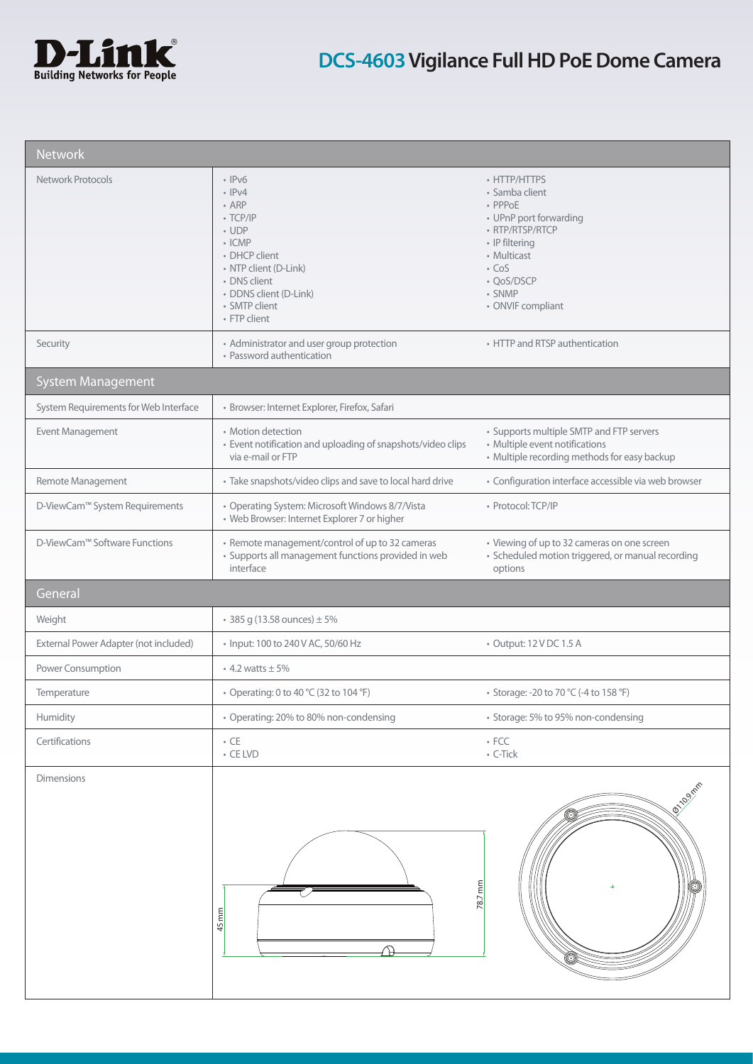# DCS-4603 Vigilance Full HD PoE Dome Camera

| Network | | |
|---|---|---|
| Network Protocols | • IPv6<br>• IPv4<br>• ARP<br>• TCP/IP<br>• UDP<br>• ICMP<br>• DHCP client<br>• NTP client (D-Link)<br>• DNS client<br>• DDNS client (D-Link)<br>• SMTP client<br>• FTP client | • HTTP/HTTPS<br>• Samba client<br>• PPPoE<br>• UPnP port forwarding<br>• RTP/RTSP/RTCP<br>• IP filtering<br>• Multicast<br>• CoS<br>• QoS/DSCP<br>• SNMP<br>• ONVIF compliant |
| Security | • Administrator and user group protection<br>• Password authentication | • HTTP and RTSP authentication |
| **System Management** | | |
| System Requirements for Web Interface | • Browser: Internet Explorer, Firefox, Safari | |
| Event Management | • Motion detection<br>• Event notification and uploading of snapshots/video clips via e-mail or FTP | • Supports multiple SMTP and FTP servers<br>• Multiple event notifications<br>• Multiple recording methods for easy backup |
| Remote Management | • Take snapshots/video clips and save to local hard drive | • Configuration interface accessible via web browser |
| D-ViewCam™ System Requirements | • Operating System: Microsoft Windows 8/7/Vista<br>• Web Browser: Internet Explorer 7 or higher | • Protocol: TCP/IP |
| D-ViewCam™ Software Functions | • Remote management/control of up to 32 cameras<br>• Supports all management functions provided in web interface | • Viewing of up to 32 cameras on one screen<br>• Scheduled motion triggered, or manual recording options |
| **General** | | |
| Weight | • 385 g (13.58 ounces) ± 5% | |
| External Power Adapter (not included) | • Input: 100 to 240 V AC, 50/60 Hz | • Output: 12 V DC 1.5 A |
| Power Consumption | • 4.2 watts ± 5% | |
| Temperature | • Operating: 0 to 40 °C (32 to 104 °F) | • Storage: -20 to 70 °C (-4 to 158 °F) |
| Humidity | • Operating: 20% to 80% non-condensing | • Storage: 5% to 95% non-condensing |
| Certifications | • CE<br>• CE LVD | • FCC<br>• C-Tick |
| Dimensions | 45 mm, 78.7 mm | Ø110.9 mm |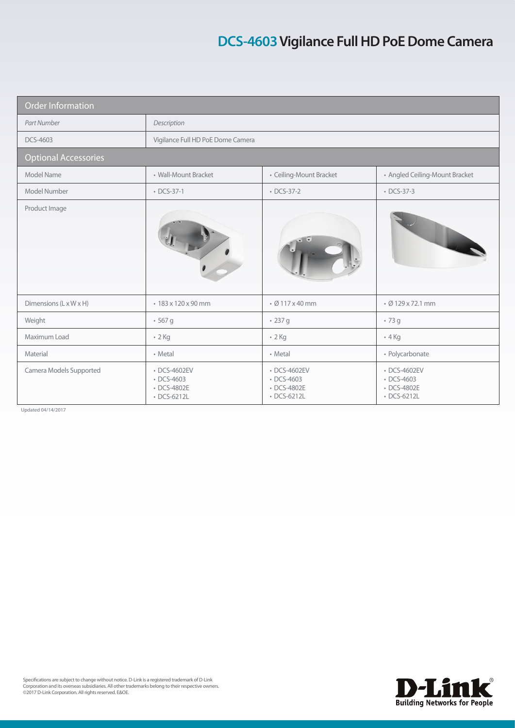# DCS-4603 Vigilance Full HD PoE Dome Camera

## Order Information

| *Part Number* | *Description* |
|---|---|
| DCS-4603 | Vigilance Full HD PoE Dome Camera |

## Optional Accessories

| Model Name | • Wall-Mount Bracket | • Ceiling-Mount Bracket | • Angled Ceiling-Mount Bracket |
|---|---|---|---|
| Model Number | • DCS-37-1 | • DCS-37-2 | • DCS-37-3 |
| Product Image | | | |
| Dimensions (L x W x H) | • 183 x 120 x 90 mm | • Ø 117 x 40 mm | • Ø 129 x 72.1 mm |
| Weight | • 567 g | • 237 g | • 73 g |
| Maximum Load | • 2 Kg | • 2 Kg | • 4 Kg |
| Material | • Metal | • Metal | • Polycarbonate |
| Camera Models Supported | • DCS-4602EV<br>• DCS-4603<br>• DCS-4802E<br>• DCS-6212L | • DCS-4602EV<br>• DCS-4603<br>• DCS-4802E<br>• DCS-6212L | • DCS-4602EV<br>• DCS-4603<br>• DCS-4802E<br>• DCS-6212L |

Updated 04/14/2017

Specifications are subject to change without notice. D-Link is a registered trademark of D-Link Corporation and its overseas subsidiaries. All other trademarks belong to their respective owners. ©2017 D-Link Corporation. All rights reserved. E&OE.

D-Link®
Building Networks for People